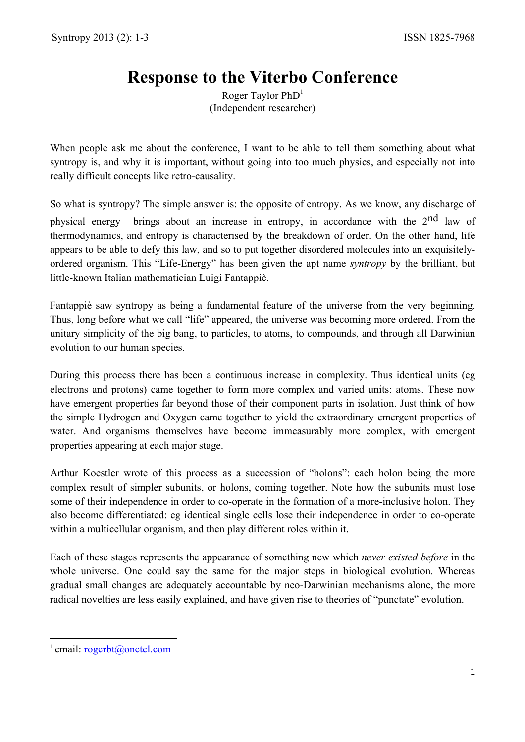# Response to the Viterbo Conference

Roger Taylor PhD[1]
(Independent researcher)

When people ask me about the conference, I want to be able to tell them something about what syntropy is, and why it is important, without going into too much physics, and especially not into really difficult concepts like retro-causality.

So what is syntropy? The simple answer is: the opposite of entropy. As we know, any discharge of physical energy brings about an increase in entropy, in accordance with the 2nd law of thermodynamics, and entropy is characterised by the breakdown of order. On the other hand, life appears to be able to defy this law, and so to put together disordered molecules into an exquisitely-ordered organism. This "Life-Energy" has been given the apt name *syntropy* by the brilliant, but little-known Italian mathematician Luigi Fantappiè.

Fantappiè saw syntropy as being a fundamental feature of the universe from the very beginning. Thus, long before what we call "life" appeared, the universe was becoming more ordered. From the unitary simplicity of the big bang, to particles, to atoms, to compounds, and through all Darwinian evolution to our human species.

During this process there has been a continuous increase in complexity. Thus identical units (eg electrons and protons) came together to form more complex and varied units: atoms. These now have emergent properties far beyond those of their component parts in isolation. Just think of how the simple Hydrogen and Oxygen came together to yield the extraordinary emergent properties of water. And organisms themselves have become immeasurably more complex, with emergent properties appearing at each major stage.

Arthur Koestler wrote of this process as a succession of "holons": each holon being the more complex result of simpler subunits, or holons, coming together. Note how the subunits must lose some of their independence in order to co-operate in the formation of a more-inclusive holon. They also become differentiated: eg identical single cells lose their independence in order to co-operate within a multicellular organism, and then play different roles within it.

Each of these stages represents the appearance of something new which *never existed before* in the whole universe. One could say the same for the major steps in biological evolution. Whereas gradual small changes are adequately accountable by neo-Darwinian mechanisms alone, the more radical novelties are less easily explained, and have given rise to theories of "punctate" evolution.

---

[1] email: rogerbt@onetel.com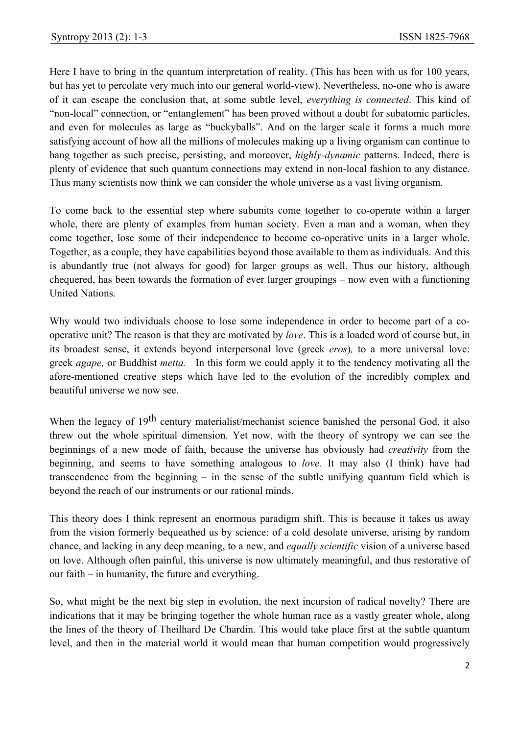Here I have to bring in the quantum interpretation of reality. (This has been with us for 100 years, but has yet to percolate very much into our general world-view). Nevertheless, no-one who is aware of it can escape the conclusion that, at some subtle level, *everything is connected*. This kind of "non-local" connection, or "entanglement" has been proved without a doubt for subatomic particles, and even for molecules as large as "buckyballs". And on the larger scale it forms a much more satisfying account of how all the millions of molecules making up a living organism can continue to hang together as such precise, persisting, and moreover, *highly-dynamic* patterns. Indeed, there is plenty of evidence that such quantum connections may extend in non-local fashion to any distance. Thus many scientists now think we can consider the whole universe as a vast living organism.

To come back to the essential step where subunits come together to co-operate within a larger whole, there are plenty of examples from human society. Even a man and a woman, when they come together, lose some of their independence to become co-operative units in a larger whole. Together, as a couple, they have capabilities beyond those available to them as individuals. And this is abundantly true (not always for good) for larger groups as well. Thus our history, although chequered, has been towards the formation of ever larger groupings – now even with a functioning United Nations.

Why would two individuals choose to lose some independence in order to become part of a co-operative unit? The reason is that they are motivated by *love*. This is a loaded word of course but, in its broadest sense, it extends beyond interpersonal love (greek *eros*), to a more universal love: greek *agape,* or Buddhist *metta.* In this form we could apply it to the tendency motivating all the afore-mentioned creative steps which have led to the evolution of the incredibly complex and beautiful universe we now see.

When the legacy of 19th century materialist/mechanist science banished the personal God, it also threw out the whole spiritual dimension. Yet now, with the theory of syntropy we can see the beginnings of a new mode of faith, because the universe has obviously had *creativity* from the beginning, and seems to have something analogous to *love.* It may also (I think) have had transcendence from the beginning – in the sense of the subtle unifying quantum field which is beyond the reach of our instruments or our rational minds.

This theory does I think represent an enormous paradigm shift. This is because it takes us away from the vision formerly bequeathed us by science: of a cold desolate universe, arising by random chance, and lacking in any deep meaning, to a new, and *equally scientific* vision of a universe based on love. Although often painful, this universe is now ultimately meaningful, and thus restorative of our faith – in humanity, the future and everything.

So, what might be the next big step in evolution, the next incursion of radical novelty? There are indications that it may be bringing together the whole human race as a vastly greater whole, along the lines of the theory of Theilhard De Chardin. This would take place first at the subtle quantum level, and then in the material world it would mean that human competition would progressively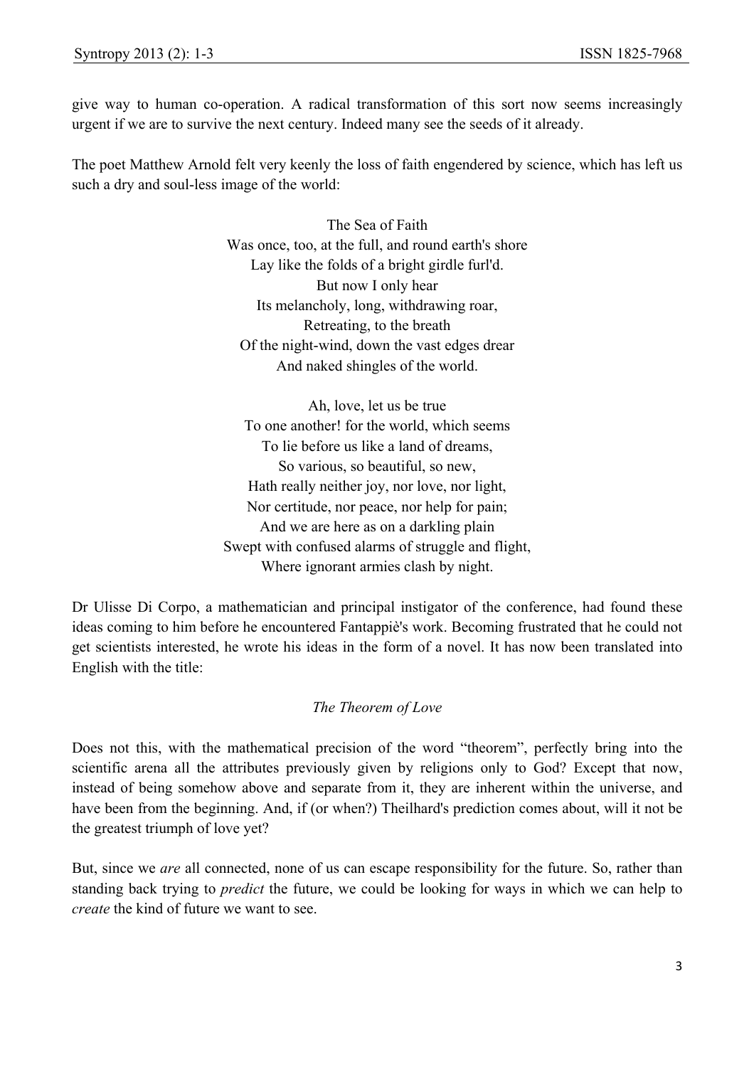give way to human co-operation. A radical transformation of this sort now seems increasingly urgent if we are to survive the next century. Indeed many see the seeds of it already.

The poet Matthew Arnold felt very keenly the loss of faith engendered by science, which has left us such a dry and soul-less image of the world:

> The Sea of Faith  
> Was once, too, at the full, and round earth's shore  
> Lay like the folds of a bright girdle furl'd.  
> But now I only hear  
> Its melancholy, long, withdrawing roar,  
> Retreating, to the breath  
> Of the night-wind, down the vast edges drear  
> And naked shingles of the world.
>
> Ah, love, let us be true  
> To one another! for the world, which seems  
> To lie before us like a land of dreams,  
> So various, so beautiful, so new,  
> Hath really neither joy, nor love, nor light,  
> Nor certitude, nor peace, nor help for pain;  
> And we are here as on a darkling plain  
> Swept with confused alarms of struggle and flight,  
> Where ignorant armies clash by night.

Dr Ulisse Di Corpo, a mathematician and principal instigator of the conference, had found these ideas coming to him before he encountered Fantappiè's work. Becoming frustrated that he could not get scientists interested, he wrote his ideas in the form of a novel. It has now been translated into English with the title:

*The Theorem of Love*

Does not this, with the mathematical precision of the word "theorem", perfectly bring into the scientific arena all the attributes previously given by religions only to God? Except that now, instead of being somehow above and separate from it, they are inherent within the universe, and have been from the beginning. And, if (or when?) Theilhard's prediction comes about, will it not be the greatest triumph of love yet?

But, since we *are* all connected, none of us can escape responsibility for the future. So, rather than standing back trying to *predict* the future, we could be looking for ways in which we can help to *create* the kind of future we want to see.